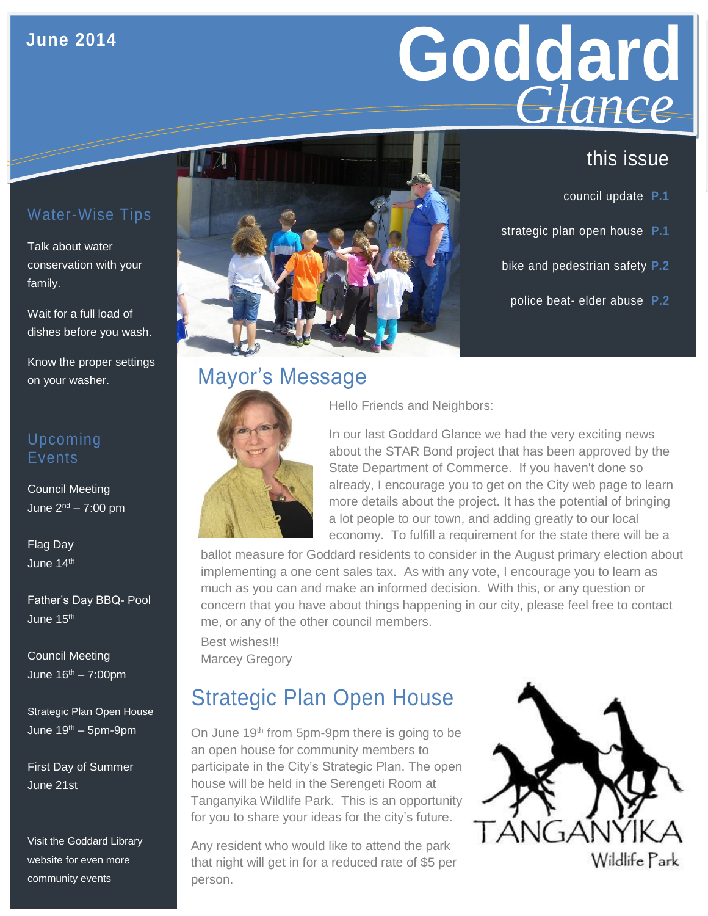June 2014

# Goddard *Glance*

## this issue

council update P.1

strategic plan open house P.1

bike and pedestrian safety P.2

police beat- elder abuse P.2

## Water-Wise Tips

Talk about water conservation with your family.

Wait for a full load of dishes before you wash.

Know the proper settings on your washer.

## Upcoming Events

Council Meeting
June 2nd – 7:00 pm

Flag Day
June 14th

Father's Day BBQ- Pool
June 15th

Council Meeting
June 16th – 7:00pm

Strategic Plan Open House
June 19th – 5pm-9pm

First Day of Summer
June 21st

Visit the Goddard Library website for even more community events

## Mayor's Message

Hello Friends and Neighbors:

In our last Goddard Glance we had the very exciting news about the STAR Bond project that has been approved by the State Department of Commerce. If you haven't done so already, I encourage you to get on the City web page to learn more details about the project. It has the potential of bringing a lot people to our town, and adding greatly to our local economy. To fulfill a requirement for the state there will be a ballot measure for Goddard residents to consider in the August primary election about implementing a one cent sales tax. As with any vote, I encourage you to learn as much as you can and make an informed decision. With this, or any question or concern that you have about things happening in our city, please feel free to contact me, or any of the other council members.

Best wishes!!!
Marcey Gregory

## Strategic Plan Open House

On June 19th from 5pm-9pm there is going to be an open house for community members to participate in the City's Strategic Plan. The open house will be held in the Serengeti Room at Tanganyika Wildlife Park. This is an opportunity for you to share your ideas for the city's future.

Any resident who would like to attend the park that night will get in for a reduced rate of $5 per person.

TANGANYIKA Wildlife Park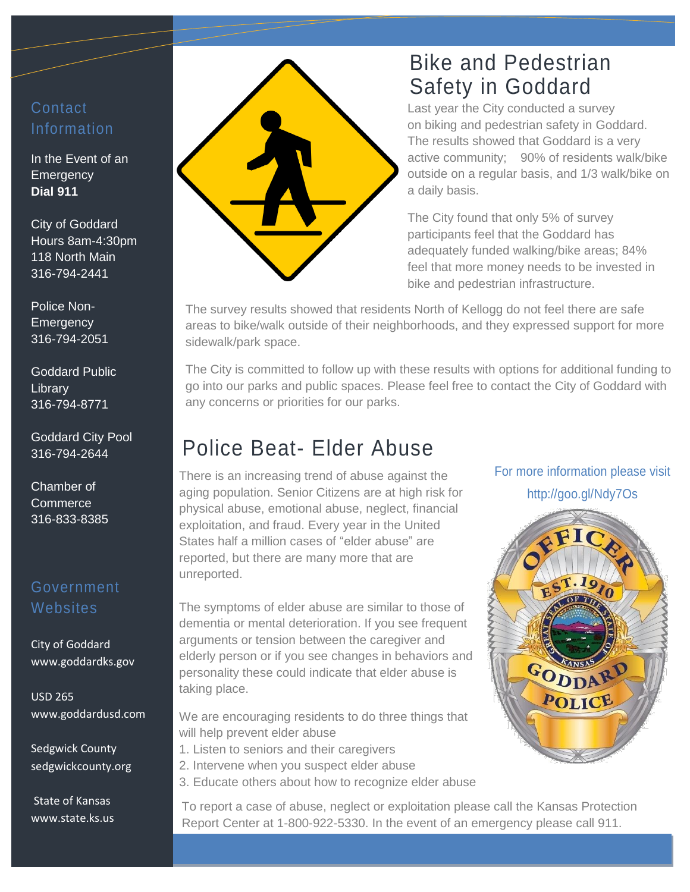## Contact Information

In the Event of an Emergency
**Dial 911**

City of Goddard
Hours 8am-4:30pm
118 North Main
316-794-2441

Police Non-Emergency
316-794-2051

Goddard Public Library
316-794-8771

Goddard City Pool
316-794-2644

Chamber of Commerce
316-833-8385

## Government Websites

City of Goddard
www.goddardks.gov

USD 265
www.goddardusd.com

Sedgwick County
sedgwickcounty.org

State of Kansas
www.state.ks.us

# Bike and Pedestrian Safety in Goddard

Last year the City conducted a survey on biking and pedestrian safety in Goddard. The results showed that Goddard is a very active community; 90% of residents walk/bike outside on a regular basis, and 1/3 walk/bike on a daily basis.

The City found that only 5% of survey participants feel that the Goddard has adequately funded walking/bike areas; 84% feel that more money needs to be invested in bike and pedestrian infrastructure.

The survey results showed that residents North of Kellogg do not feel there are safe areas to bike/walk outside of their neighborhoods, and they expressed support for more sidewalk/park space.

The City is committed to follow up with these results with options for additional funding to go into our parks and public spaces. Please feel free to contact the City of Goddard with any concerns or priorities for our parks.

# Police Beat- Elder Abuse

There is an increasing trend of abuse against the aging population. Senior Citizens are at high risk for physical abuse, emotional abuse, neglect, financial exploitation, and fraud. Every year in the United States half a million cases of “elder abuse” are reported, but there are many more that are unreported.

The symptoms of elder abuse are similar to those of dementia or mental deterioration. If you see frequent arguments or tension between the caregiver and elderly person or if you see changes in behaviors and personality these could indicate that elder abuse is taking place.

We are encouraging residents to do three things that will help prevent elder abuse

1. Listen to seniors and their caregivers
2. Intervene when you suspect elder abuse
3. Educate others about how to recognize elder abuse

For more information please visit http://goo.gl/Ndy7Os

To report a case of abuse, neglect or exploitation please call the Kansas Protection Report Center at 1-800-922-5330. In the event of an emergency please call 911.